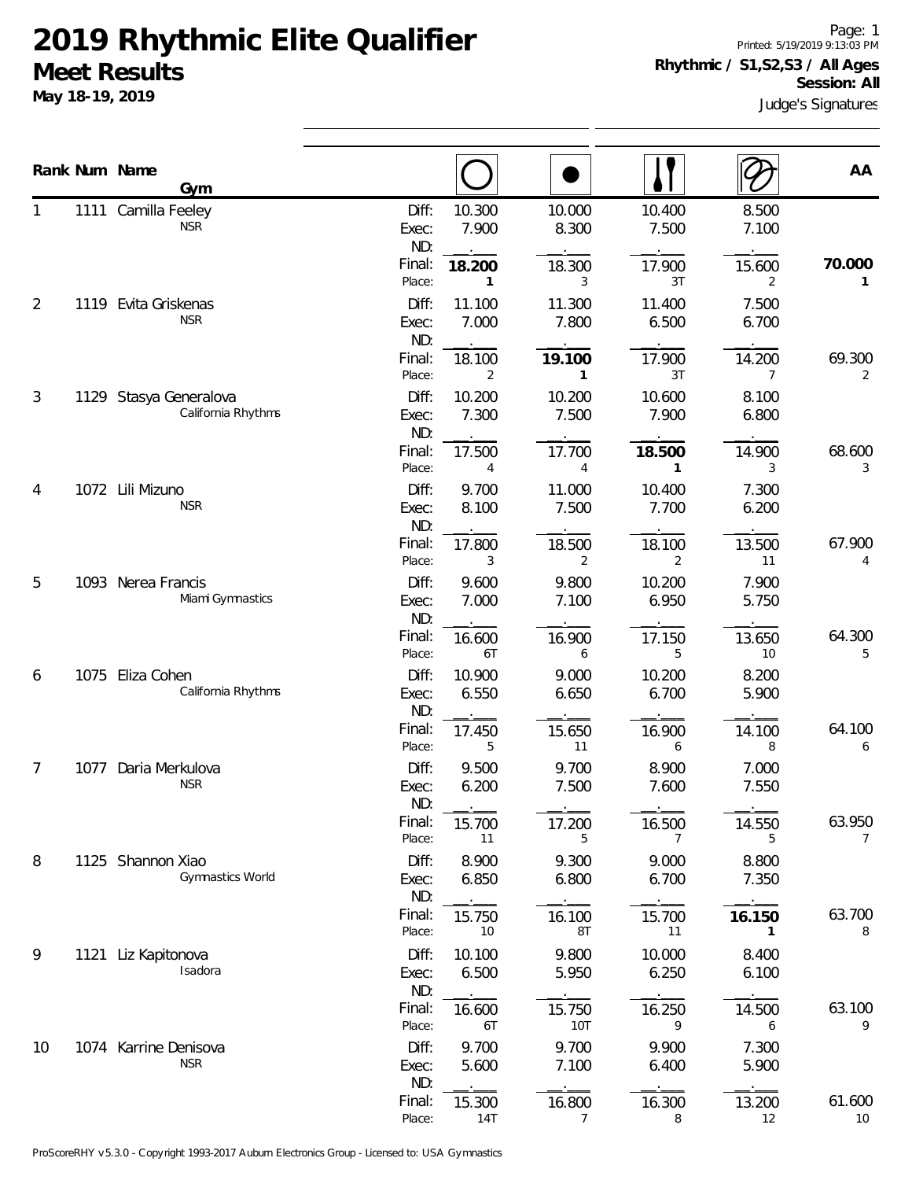# 2019 Rhythmic Elite Qualifier

## Meet Results

**May 18-19, 2019**

Printed: 5/19/2019 9:13:03 PM

**Rhythmic / S1,S2,S3 / All Ages**

**Session: All**

Judge's Signatures

| Rank | Num | Name / Gym | | Hoop | Ball | Clubs | Ribbon | AA |
|---|---|---|---|---|---|---|---|---|
| 1 | 1111 | Camilla Feeley<br>NSR | Diff: | 10.300 | 10.000 | 10.400 | 8.500 | |
| | | | Exec: | 7.900 | 8.300 | 7.500 | 7.100 | |
| | | | ND: | | | | | |
| | | | Final: | **18.200** | 18.300 | 17.900 | 15.600 | **70.000** |
| | | | Place: | 1 | 3 | 3T | 2 | 1 |
| 2 | 1119 | Evita Griskenas<br>NSR | Diff: | 11.100 | 11.300 | 11.400 | 7.500 | |
| | | | Exec: | 7.000 | 7.800 | 6.500 | 6.700 | |
| | | | ND: | | | | | |
| | | | Final: | 18.100 | **19.100** | 17.900 | 14.200 | 69.300 |
| | | | Place: | 2 | 1 | 3T | 7 | 2 |
| 3 | 1129 | Stasya Generalova<br>California Rhythms | Diff: | 10.200 | 10.200 | 10.600 | 8.100 | |
| | | | Exec: | 7.300 | 7.500 | 7.900 | 6.800 | |
| | | | ND: | | | | | |
| | | | Final: | 17.500 | 17.700 | **18.500** | 14.900 | 68.600 |
| | | | Place: | 4 | 4 | 1 | 3 | 3 |
| 4 | 1072 | Lili Mizuno<br>NSR | Diff: | 9.700 | 11.000 | 10.400 | 7.300 | |
| | | | Exec: | 8.100 | 7.500 | 7.700 | 6.200 | |
| | | | ND: | | | | | |
| | | | Final: | 17.800 | 18.500 | 18.100 | 13.500 | 67.900 |
| | | | Place: | 3 | 2 | 2 | 11 | 4 |
| 5 | 1093 | Nerea Francis<br>Miami Gymnastics | Diff: | 9.600 | 9.800 | 10.200 | 7.900 | |
| | | | Exec: | 7.000 | 7.100 | 6.950 | 5.750 | |
| | | | ND: | | | | | |
| | | | Final: | 16.600 | 16.900 | 17.150 | 13.650 | 64.300 |
| | | | Place: | 6T | 6 | 5 | 10 | 5 |
| 6 | 1075 | Eliza Cohen<br>California Rhythms | Diff: | 10.900 | 9.000 | 10.200 | 8.200 | |
| | | | Exec: | 6.550 | 6.650 | 6.700 | 5.900 | |
| | | | ND: | | | | | |
| | | | Final: | 17.450 | 15.650 | 16.900 | 14.100 | 64.100 |
| | | | Place: | 5 | 11 | 6 | 8 | 6 |
| 7 | 1077 | Daria Merkulova<br>NSR | Diff: | 9.500 | 9.700 | 8.900 | 7.000 | |
| | | | Exec: | 6.200 | 7.500 | 7.600 | 7.550 | |
| | | | ND: | | | | | |
| | | | Final: | 15.700 | 17.200 | 16.500 | 14.550 | 63.950 |
| | | | Place: | 11 | 5 | 7 | 5 | 7 |
| 8 | 1125 | Shannon Xiao<br>Gymnastics World | Diff: | 8.900 | 9.300 | 9.000 | 8.800 | |
| | | | Exec: | 6.850 | 6.800 | 6.700 | 7.350 | |
| | | | ND: | | | | | |
| | | | Final: | 15.750 | 16.100 | 15.700 | **16.150** | 63.700 |
| | | | Place: | 10 | 8T | 11 | 1 | 8 |
| 9 | 1121 | Liz Kapitonova<br>Isadora | Diff: | 10.100 | 9.800 | 10.000 | 8.400 | |
| | | | Exec: | 6.500 | 5.950 | 6.250 | 6.100 | |
| | | | ND: | | | | | |
| | | | Final: | 16.600 | 15.750 | 16.250 | 14.500 | 63.100 |
| | | | Place: | 6T | 10T | 9 | 6 | 9 |
| 10 | 1074 | Karrine Denisova<br>NSR | Diff: | 9.700 | 9.700 | 9.900 | 7.300 | |
| | | | Exec: | 5.600 | 7.100 | 6.400 | 5.900 | |
| | | | ND: | | | | | |
| | | | Final: | 15.300 | 16.800 | 16.300 | 13.200 | 61.600 |
| | | | Place: | 14T | 7 | 8 | 12 | 10 |

ProScoreRHY v5.3.0 - Copyright 1993-2017 Auburn Electronics Group - Licensed to: USA Gymnastics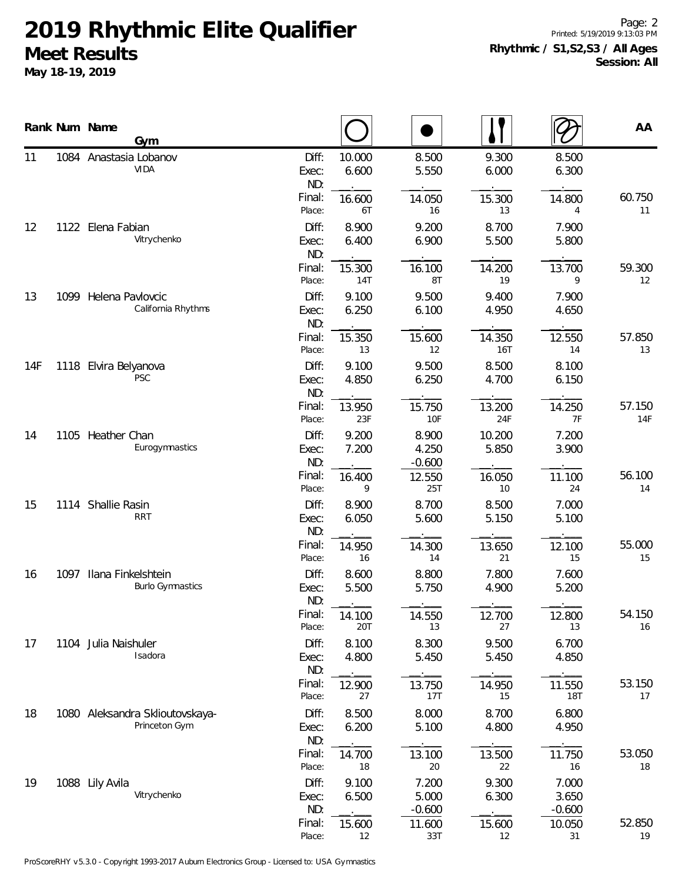# 2019 Rhythmic Elite Qualifier

**Meet Results**

**May 18-19, 2019**

**Rhythmic / S1,S2,S3 / All Ages**
**Session: All**

Printed: 5/19/2019 9:13:03 PM

| Rank | Num | Name / Gym | | Hoop | Ball | Clubs | Ribbon | AA |
|---|---|---|---|---|---|---|---|---|
| 11 | 1084 | Anastasia Lobanov | Diff: | 10.000 | 8.500 | 9.300 | 8.500 | |
| | | VIDA | Exec: | 6.600 | 5.550 | 6.000 | 6.300 | |
| | | | ND: | . | . | . | . | |
| | | | Final: | 16.600 | 14.050 | 15.300 | 14.800 | 60.750 |
| | | | Place: | 6T | 16 | 13 | 4 | 11 |
| 12 | 1122 | Elena Fabian | Diff: | 8.900 | 9.200 | 8.700 | 7.900 | |
| | | Vitrychenko | Exec: | 6.400 | 6.900 | 5.500 | 5.800 | |
| | | | ND: | . | . | . | . | |
| | | | Final: | 15.300 | 16.100 | 14.200 | 13.700 | 59.300 |
| | | | Place: | 14T | 8T | 19 | 9 | 12 |
| 13 | 1099 | Helena Pavlovcic | Diff: | 9.100 | 9.500 | 9.400 | 7.900 | |
| | | California Rhythms | Exec: | 6.250 | 6.100 | 4.950 | 4.650 | |
| | | | ND: | . | . | . | . | |
| | | | Final: | 15.350 | 15.600 | 14.350 | 12.550 | 57.850 |
| | | | Place: | 13 | 12 | 16T | 14 | 13 |
| 14F | 1118 | Elvira Belyanova | Diff: | 9.100 | 9.500 | 8.500 | 8.100 | |
| | | PSC | Exec: | 4.850 | 6.250 | 4.700 | 6.150 | |
| | | | ND: | . | . | . | . | |
| | | | Final: | 13.950 | 15.750 | 13.200 | 14.250 | 57.150 |
| | | | Place: | 23F | 10F | 24F | 7F | 14F |
| 14 | 1105 | Heather Chan | Diff: | 9.200 | 8.900 | 10.200 | 7.200 | |
| | | Eurogymnastics | Exec: | 7.200 | 4.250 | 5.850 | 3.900 | |
| | | | ND: | . | -0.600 | . | . | |
| | | | Final: | 16.400 | 12.550 | 16.050 | 11.100 | 56.100 |
| | | | Place: | 9 | 25T | 10 | 24 | 14 |
| 15 | 1114 | Shallie Rasin | Diff: | 8.900 | 8.700 | 8.500 | 7.000 | |
| | | RRT | Exec: | 6.050 | 5.600 | 5.150 | 5.100 | |
| | | | ND: | . | . | . | . | |
| | | | Final: | 14.950 | 14.300 | 13.650 | 12.100 | 55.000 |
| | | | Place: | 16 | 14 | 21 | 15 | 15 |
| 16 | 1097 | Ilana Finkelshtein | Diff: | 8.600 | 8.800 | 7.800 | 7.600 | |
| | | Burlo Gymnastics | Exec: | 5.500 | 5.750 | 4.900 | 5.200 | |
| | | | ND: | . | . | . | . | |
| | | | Final: | 14.100 | 14.550 | 12.700 | 12.800 | 54.150 |
| | | | Place: | 20T | 13 | 27 | 13 | 16 |
| 17 | 1104 | Julia Naishuler | Diff: | 8.100 | 8.300 | 9.500 | 6.700 | |
| | | Isadora | Exec: | 4.800 | 5.450 | 5.450 | 4.850 | |
| | | | ND: | . | . | . | . | |
| | | | Final: | 12.900 | 13.750 | 14.950 | 11.550 | 53.150 |
| | | | Place: | 27 | 17T | 15 | 18T | 17 |
| 18 | 1080 | Aleksandra Sklioutovskaya- | Diff: | 8.500 | 8.000 | 8.700 | 6.800 | |
| | | Princeton Gym | Exec: | 6.200 | 5.100 | 4.800 | 4.950 | |
| | | | ND: | . | . | . | . | |
| | | | Final: | 14.700 | 13.100 | 13.500 | 11.750 | 53.050 |
| | | | Place: | 18 | 20 | 22 | 16 | 18 |
| 19 | 1088 | Lily Avila | Diff: | 9.100 | 7.200 | 9.300 | 7.000 | |
| | | Vitrychenko | Exec: | 6.500 | 5.000 | 6.300 | 3.650 | |
| | | | ND: | . | -0.600 | . | -0.600 | |
| | | | Final: | 15.600 | 11.600 | 15.600 | 10.050 | 52.850 |
| | | | Place: | 12 | 33T | 12 | 31 | 19 |

ProScoreRHY v5.3.0 - Copyright 1993-2017 Auburn Electronics Group - Licensed to: USA Gymnastics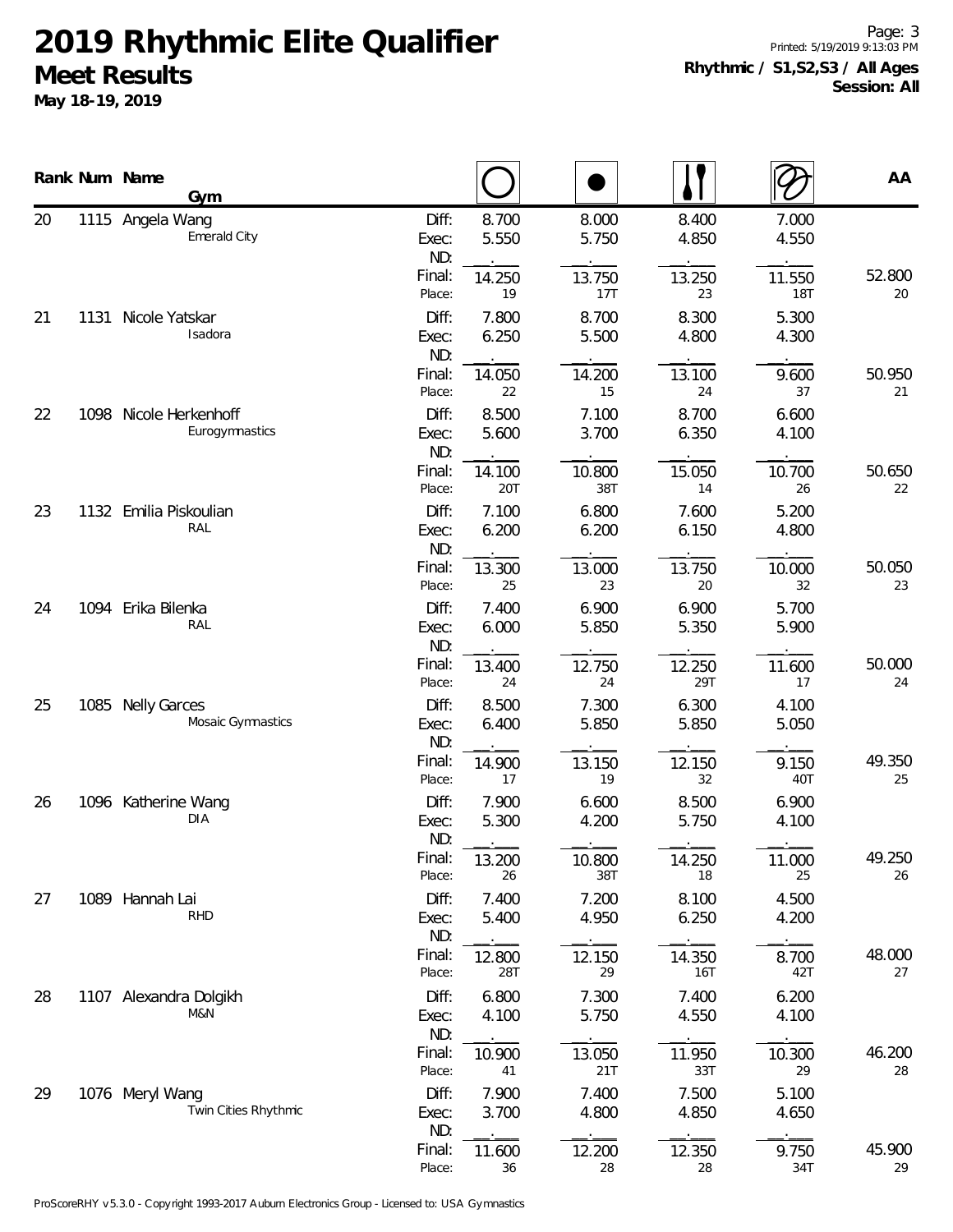# 2019 Rhythmic Elite Qualifier

## Meet Results

**May 18-19, 2019**

**Rhythmic / S1,S2,S3 / All Ages**
**Session: All**

| Rank | Num | Name / Gym | | Hoop | Ball | Clubs | Ribbon | AA |
|---|---|---|---|---|---|---|---|---|
| 20 | 1115 | Angela Wang<br>Emerald City | Diff: | 8.700 | 8.000 | 8.400 | 7.000 | |
| | | | Exec: | 5.550 | 5.750 | 4.850 | 4.550 | |
| | | | ND: | | | | | |
| | | | Final: | 14.250 | 13.750 | 13.250 | 11.550 | 52.800 |
| | | | Place: | 19 | 17T | 23 | 18T | 20 |
| 21 | 1131 | Nicole Yatskar<br>Isadora | Diff: | 7.800 | 8.700 | 8.300 | 5.300 | |
| | | | Exec: | 6.250 | 5.500 | 4.800 | 4.300 | |
| | | | ND: | | | | | |
| | | | Final: | 14.050 | 14.200 | 13.100 | 9.600 | 50.950 |
| | | | Place: | 22 | 15 | 24 | 37 | 21 |
| 22 | 1098 | Nicole Herkenhoff<br>Eurogymnastics | Diff: | 8.500 | 7.100 | 8.700 | 6.600 | |
| | | | Exec: | 5.600 | 3.700 | 6.350 | 4.100 | |
| | | | ND: | | | | | |
| | | | Final: | 14.100 | 10.800 | 15.050 | 10.700 | 50.650 |
| | | | Place: | 20T | 38T | 14 | 26 | 22 |
| 23 | 1132 | Emilia Piskoulian<br>RAL | Diff: | 7.100 | 6.800 | 7.600 | 5.200 | |
| | | | Exec: | 6.200 | 6.200 | 6.150 | 4.800 | |
| | | | ND: | | | | | |
| | | | Final: | 13.300 | 13.000 | 13.750 | 10.000 | 50.050 |
| | | | Place: | 25 | 23 | 20 | 32 | 23 |
| 24 | 1094 | Erika Bilenka<br>RAL | Diff: | 7.400 | 6.900 | 6.900 | 5.700 | |
| | | | Exec: | 6.000 | 5.850 | 5.350 | 5.900 | |
| | | | ND: | | | | | |
| | | | Final: | 13.400 | 12.750 | 12.250 | 11.600 | 50.000 |
| | | | Place: | 24 | 24 | 29T | 17 | 24 |
| 25 | 1085 | Nelly Garces<br>Mosaic Gymnastics | Diff: | 8.500 | 7.300 | 6.300 | 4.100 | |
| | | | Exec: | 6.400 | 5.850 | 5.850 | 5.050 | |
| | | | ND: | | | | | |
| | | | Final: | 14.900 | 13.150 | 12.150 | 9.150 | 49.350 |
| | | | Place: | 17 | 19 | 32 | 40T | 25 |
| 26 | 1096 | Katherine Wang<br>DIA | Diff: | 7.900 | 6.600 | 8.500 | 6.900 | |
| | | | Exec: | 5.300 | 4.200 | 5.750 | 4.100 | |
| | | | ND: | | | | | |
| | | | Final: | 13.200 | 10.800 | 14.250 | 11.000 | 49.250 |
| | | | Place: | 26 | 38T | 18 | 25 | 26 |
| 27 | 1089 | Hannah Lai<br>RHD | Diff: | 7.400 | 7.200 | 8.100 | 4.500 | |
| | | | Exec: | 5.400 | 4.950 | 6.250 | 4.200 | |
| | | | ND: | | | | | |
| | | | Final: | 12.800 | 12.150 | 14.350 | 8.700 | 48.000 |
| | | | Place: | 28T | 29 | 16T | 42T | 27 |
| 28 | 1107 | Alexandra Dolgikh<br>M&N | Diff: | 6.800 | 7.300 | 7.400 | 6.200 | |
| | | | Exec: | 4.100 | 5.750 | 4.550 | 4.100 | |
| | | | ND: | | | | | |
| | | | Final: | 10.900 | 13.050 | 11.950 | 10.300 | 46.200 |
| | | | Place: | 41 | 21T | 33T | 29 | 28 |
| 29 | 1076 | Meryl Wang<br>Twin Cities Rhythmic | Diff: | 7.900 | 7.400 | 7.500 | 5.100 | |
| | | | Exec: | 3.700 | 4.800 | 4.850 | 4.650 | |
| | | | ND: | | | | | |
| | | | Final: | 11.600 | 12.200 | 12.350 | 9.750 | 45.900 |
| | | | Place: | 36 | 28 | 28 | 34T | 29 |

ProScoreRHY v5.3.0 - Copyright 1993-2017 Auburn Electronics Group - Licensed to: USA Gymnastics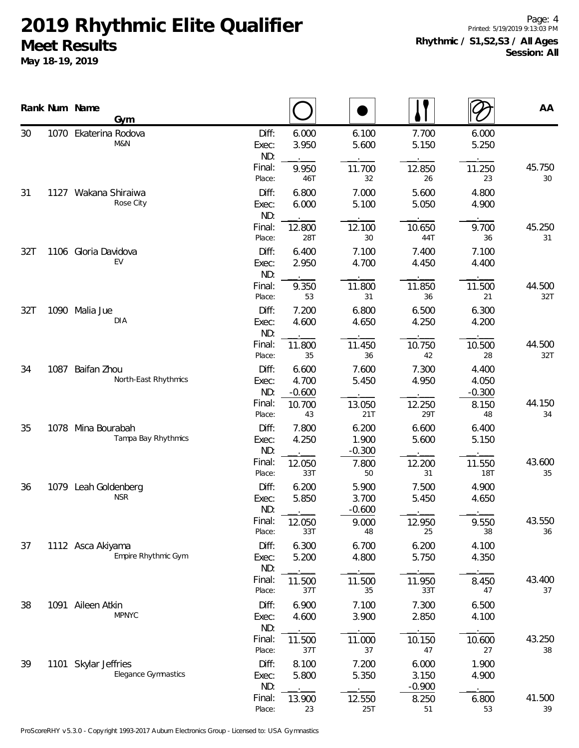# 2019 Rhythmic Elite Qualifier

## Meet Results

**May 18-19, 2019**

**Rhythmic / S1,S2,S3 / All Ages**
**Session: All**

| Rank | Num | Name / Gym | | Hoop | Ball | Clubs | Ribbon | AA |
|---|---|---|---|---|---|---|---|---|
| 30 | 1070 | Ekaterina Rodova | Diff: | 6.000 | 6.100 | 7.700 | 6.000 | |
| | | M&N | Exec: | 3.950 | 5.600 | 5.150 | 5.250 | |
| | | | ND: | | | | | |
| | | | Final: | 9.950 | 11.700 | 12.850 | 11.250 | 45.750 |
| | | | Place: | 46T | 32 | 26 | 23 | 30 |
| 31 | 1127 | Wakana Shiraiwa | Diff: | 6.800 | 7.000 | 5.600 | 4.800 | |
| | | Rose City | Exec: | 6.000 | 5.100 | 5.050 | 4.900 | |
| | | | ND: | | | | | |
| | | | Final: | 12.800 | 12.100 | 10.650 | 9.700 | 45.250 |
| | | | Place: | 28T | 30 | 44T | 36 | 31 |
| 32T | 1106 | Gloria Davidova | Diff: | 6.400 | 7.100 | 7.400 | 7.100 | |
| | | EV | Exec: | 2.950 | 4.700 | 4.450 | 4.400 | |
| | | | ND: | | | | | |
| | | | Final: | 9.350 | 11.800 | 11.850 | 11.500 | 44.500 |
| | | | Place: | 53 | 31 | 36 | 21 | 32T |
| 32T | 1090 | Malia Jue | Diff: | 7.200 | 6.800 | 6.500 | 6.300 | |
| | | DIA | Exec: | 4.600 | 4.650 | 4.250 | 4.200 | |
| | | | ND: | | | | | |
| | | | Final: | 11.800 | 11.450 | 10.750 | 10.500 | 44.500 |
| | | | Place: | 35 | 36 | 42 | 28 | 32T |
| 34 | 1087 | Baifan Zhou | Diff: | 6.600 | 7.600 | 7.300 | 4.400 | |
| | | North-East Rhythmics | Exec: | 4.700 | 5.450 | 4.950 | 4.050 | |
| | | | ND: | -0.600 | | | -0.300 | |
| | | | Final: | 10.700 | 13.050 | 12.250 | 8.150 | 44.150 |
| | | | Place: | 43 | 21T | 29T | 48 | 34 |
| 35 | 1078 | Mina Bourabah | Diff: | 7.800 | 6.200 | 6.600 | 6.400 | |
| | | Tampa Bay Rhythmics | Exec: | 4.250 | 1.900 | 5.600 | 5.150 | |
| | | | ND: | | -0.300 | | | |
| | | | Final: | 12.050 | 7.800 | 12.200 | 11.550 | 43.600 |
| | | | Place: | 33T | 50 | 31 | 18T | 35 |
| 36 | 1079 | Leah Goldenberg | Diff: | 6.200 | 5.900 | 7.500 | 4.900 | |
| | | NSR | Exec: | 5.850 | 3.700 | 5.450 | 4.650 | |
| | | | ND: | | -0.600 | | | |
| | | | Final: | 12.050 | 9.000 | 12.950 | 9.550 | 43.550 |
| | | | Place: | 33T | 48 | 25 | 38 | 36 |
| 37 | 1112 | Asca Akiyama | Diff: | 6.300 | 6.700 | 6.200 | 4.100 | |
| | | Empire Rhythmic Gym | Exec: | 5.200 | 4.800 | 5.750 | 4.350 | |
| | | | ND: | | | | | |
| | | | Final: | 11.500 | 11.500 | 11.950 | 8.450 | 43.400 |
| | | | Place: | 37T | 35 | 33T | 47 | 37 |
| 38 | 1091 | Aileen Atkin | Diff: | 6.900 | 7.100 | 7.300 | 6.500 | |
| | | MPNYC | Exec: | 4.600 | 3.900 | 2.850 | 4.100 | |
| | | | ND: | | | | | |
| | | | Final: | 11.500 | 11.000 | 10.150 | 10.600 | 43.250 |
| | | | Place: | 37T | 37 | 47 | 27 | 38 |
| 39 | 1101 | Skylar Jeffries | Diff: | 8.100 | 7.200 | 6.000 | 1.900 | |
| | | Elegance Gymnastics | Exec: | 5.800 | 5.350 | 3.150 | 4.900 | |
| | | | ND: | | | -0.900 | | |
| | | | Final: | 13.900 | 12.550 | 8.250 | 6.800 | 41.500 |
| | | | Place: | 23 | 25T | 51 | 53 | 39 |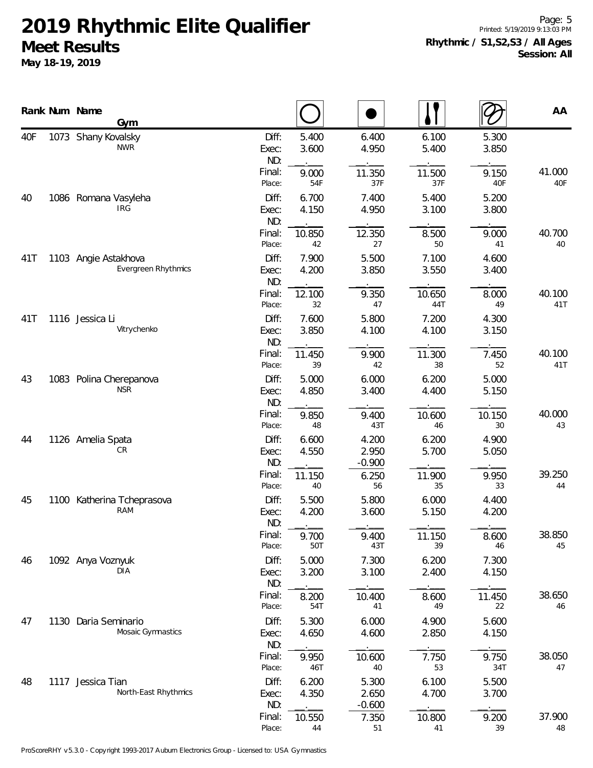# 2019 Rhythmic Elite Qualifier

## Meet Results

**May 18-19, 2019**

**Rhythmic / S1,S2,S3 / All Ages**
**Session: All**

| Rank | Num | Name / Gym | | Hoop | Ball | Clubs | Ribbon | AA |
|---|---|---|---|---|---|---|---|---|
| 40F | 1073 | Shany Kovalsky | Diff: | 5.400 | 6.400 | 6.100 | 5.300 | |
| | | NWR | Exec: | 3.600 | 4.950 | 5.400 | 3.850 | |
| | | | ND: | | | | | |
| | | | Final: | 9.000 | 11.350 | 11.500 | 9.150 | 41.000 |
| | | | Place: | 54F | 37F | 37F | 40F | 40F |
| 40 | 1086 | Romana Vasyleha | Diff: | 6.700 | 7.400 | 5.400 | 5.200 | |
| | | IRG | Exec: | 4.150 | 4.950 | 3.100 | 3.800 | |
| | | | ND: | | | | | |
| | | | Final: | 10.850 | 12.350 | 8.500 | 9.000 | 40.700 |
| | | | Place: | 42 | 27 | 50 | 41 | 40 |
| 41T | 1103 | Angie Astakhova | Diff: | 7.900 | 5.500 | 7.100 | 4.600 | |
| | | Evergreen Rhythmics | Exec: | 4.200 | 3.850 | 3.550 | 3.400 | |
| | | | ND: | | | | | |
| | | | Final: | 12.100 | 9.350 | 10.650 | 8.000 | 40.100 |
| | | | Place: | 32 | 47 | 44T | 49 | 41T |
| 41T | 1116 | Jessica Li | Diff: | 7.600 | 5.800 | 7.200 | 4.300 | |
| | | Vitrychenko | Exec: | 3.850 | 4.100 | 4.100 | 3.150 | |
| | | | ND: | | | | | |
| | | | Final: | 11.450 | 9.900 | 11.300 | 7.450 | 40.100 |
| | | | Place: | 39 | 42 | 38 | 52 | 41T |
| 43 | 1083 | Polina Cherepanova | Diff: | 5.000 | 6.000 | 6.200 | 5.000 | |
| | | NSR | Exec: | 4.850 | 3.400 | 4.400 | 5.150 | |
| | | | ND: | | | | | |
| | | | Final: | 9.850 | 9.400 | 10.600 | 10.150 | 40.000 |
| | | | Place: | 48 | 43T | 46 | 30 | 43 |
| 44 | 1126 | Amelia Spata | Diff: | 6.600 | 4.200 | 6.200 | 4.900 | |
| | | CR | Exec: | 4.550 | 2.950 | 5.700 | 5.050 | |
| | | | ND: | | -0.900 | | | |
| | | | Final: | 11.150 | 6.250 | 11.900 | 9.950 | 39.250 |
| | | | Place: | 40 | 56 | 35 | 33 | 44 |
| 45 | 1100 | Katherina Tcheprasova | Diff: | 5.500 | 5.800 | 6.000 | 4.400 | |
| | | RAM | Exec: | 4.200 | 3.600 | 5.150 | 4.200 | |
| | | | ND: | | | | | |
| | | | Final: | 9.700 | 9.400 | 11.150 | 8.600 | 38.850 |
| | | | Place: | 50T | 43T | 39 | 46 | 45 |
| 46 | 1092 | Anya Voznyuk | Diff: | 5.000 | 7.300 | 6.200 | 7.300 | |
| | | DIA | Exec: | 3.200 | 3.100 | 2.400 | 4.150 | |
| | | | ND: | | | | | |
| | | | Final: | 8.200 | 10.400 | 8.600 | 11.450 | 38.650 |
| | | | Place: | 54T | 41 | 49 | 22 | 46 |
| 47 | 1130 | Daria Seminario | Diff: | 5.300 | 6.000 | 4.900 | 5.600 | |
| | | Mosaic Gymnastics | Exec: | 4.650 | 4.600 | 2.850 | 4.150 | |
| | | | ND: | | | | | |
| | | | Final: | 9.950 | 10.600 | 7.750 | 9.750 | 38.050 |
| | | | Place: | 46T | 40 | 53 | 34T | 47 |
| 48 | 1117 | Jessica Tian | Diff: | 6.200 | 5.300 | 6.100 | 5.500 | |
| | | North-East Rhythmics | Exec: | 4.350 | 2.650 | 4.700 | 3.700 | |
| | | | ND: | | -0.600 | | | |
| | | | Final: | 10.550 | 7.350 | 10.800 | 9.200 | 37.900 |
| | | | Place: | 44 | 51 | 41 | 39 | 48 |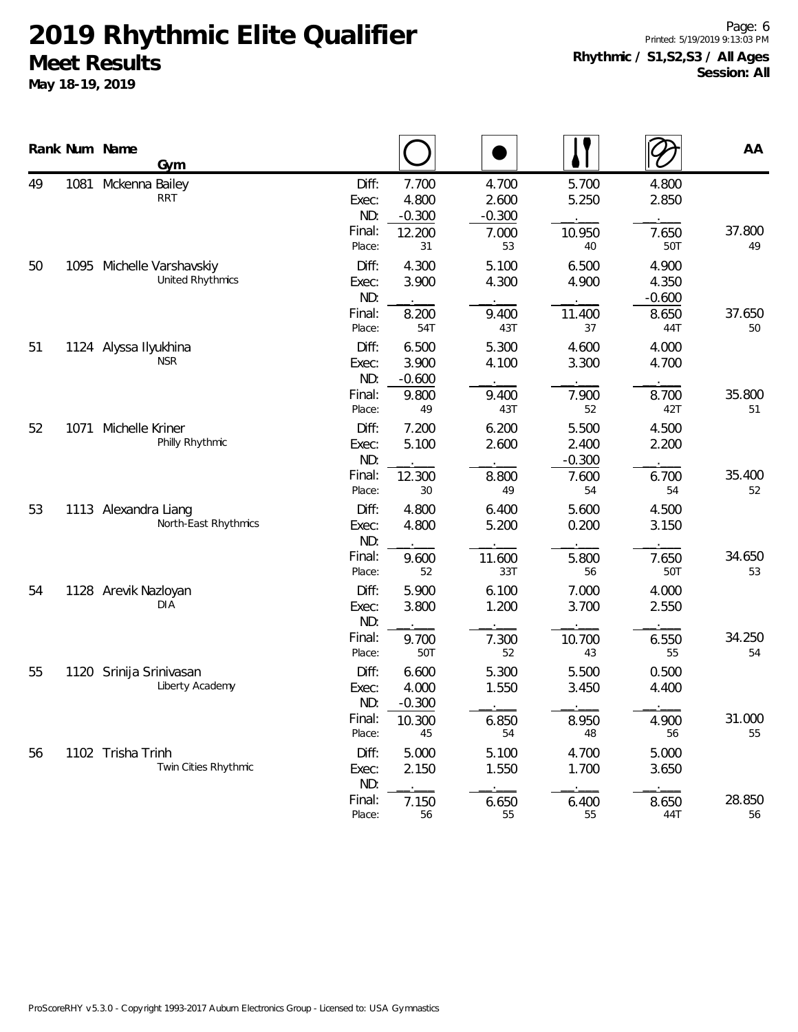# 2019 Rhythmic Elite Qualifier

## Meet Results

**May 18-19, 2019**

**Rhythmic / S1,S2,S3 / All Ages**
**Session: All**

| Rank | Num | Name / Gym | | Hoop | Ball | Clubs | Ribbon | AA |
|---|---|---|---|---|---|---|---|---|
| 49 | 1081 | Mckenna Bailey | Diff: | 7.700 | 4.700 | 5.700 | 4.800 | |
| | | RRT | Exec: | 4.800 | 2.600 | 5.250 | 2.850 | |
| | | | ND: | -0.300 | -0.300 | | | |
| | | | Final: | 12.200 | 7.000 | 10.950 | 7.650 | 37.800 |
| | | | Place: | 31 | 53 | 40 | 50T | 49 |
| 50 | 1095 | Michelle Varshavskiy | Diff: | 4.300 | 5.100 | 6.500 | 4.900 | |
| | | United Rhythmics | Exec: | 3.900 | 4.300 | 4.900 | 4.350 | |
| | | | ND: | | | | -0.600 | |
| | | | Final: | 8.200 | 9.400 | 11.400 | 8.650 | 37.650 |
| | | | Place: | 54T | 43T | 37 | 44T | 50 |
| 51 | 1124 | Alyssa Ilyukhina | Diff: | 6.500 | 5.300 | 4.600 | 4.000 | |
| | | NSR | Exec: | 3.900 | 4.100 | 3.300 | 4.700 | |
| | | | ND: | -0.600 | | | | |
| | | | Final: | 9.800 | 9.400 | 7.900 | 8.700 | 35.800 |
| | | | Place: | 49 | 43T | 52 | 42T | 51 |
| 52 | 1071 | Michelle Kriner | Diff: | 7.200 | 6.200 | 5.500 | 4.500 | |
| | | Philly Rhythmic | Exec: | 5.100 | 2.600 | 2.400 | 2.200 | |
| | | | ND: | | | -0.300 | | |
| | | | Final: | 12.300 | 8.800 | 7.600 | 6.700 | 35.400 |
| | | | Place: | 30 | 49 | 54 | 54 | 52 |
| 53 | 1113 | Alexandra Liang | Diff: | 4.800 | 6.400 | 5.600 | 4.500 | |
| | | North-East Rhythmics | Exec: | 4.800 | 5.200 | 0.200 | 3.150 | |
| | | | ND: | | | | | |
| | | | Final: | 9.600 | 11.600 | 5.800 | 7.650 | 34.650 |
| | | | Place: | 52 | 33T | 56 | 50T | 53 |
| 54 | 1128 | Arevik Nazloyan | Diff: | 5.900 | 6.100 | 7.000 | 4.000 | |
| | | DIA | Exec: | 3.800 | 1.200 | 3.700 | 2.550 | |
| | | | ND: | | | | | |
| | | | Final: | 9.700 | 7.300 | 10.700 | 6.550 | 34.250 |
| | | | Place: | 50T | 52 | 43 | 55 | 54 |
| 55 | 1120 | Srinija Srinivasan | Diff: | 6.600 | 5.300 | 5.500 | 0.500 | |
| | | Liberty Academy | Exec: | 4.000 | 1.550 | 3.450 | 4.400 | |
| | | | ND: | -0.300 | | | | |
| | | | Final: | 10.300 | 6.850 | 8.950 | 4.900 | 31.000 |
| | | | Place: | 45 | 54 | 48 | 56 | 55 |
| 56 | 1102 | Trisha Trinh | Diff: | 5.000 | 5.100 | 4.700 | 5.000 | |
| | | Twin Cities Rhythmic | Exec: | 2.150 | 1.550 | 1.700 | 3.650 | |
| | | | ND: | | | | | |
| | | | Final: | 7.150 | 6.650 | 6.400 | 8.650 | 28.850 |
| | | | Place: | 56 | 55 | 55 | 44T | 56 |

ProScoreRHY v5.3.0 - Copyright 1993-2017 Auburn Electronics Group - Licensed to: USA Gymnastics